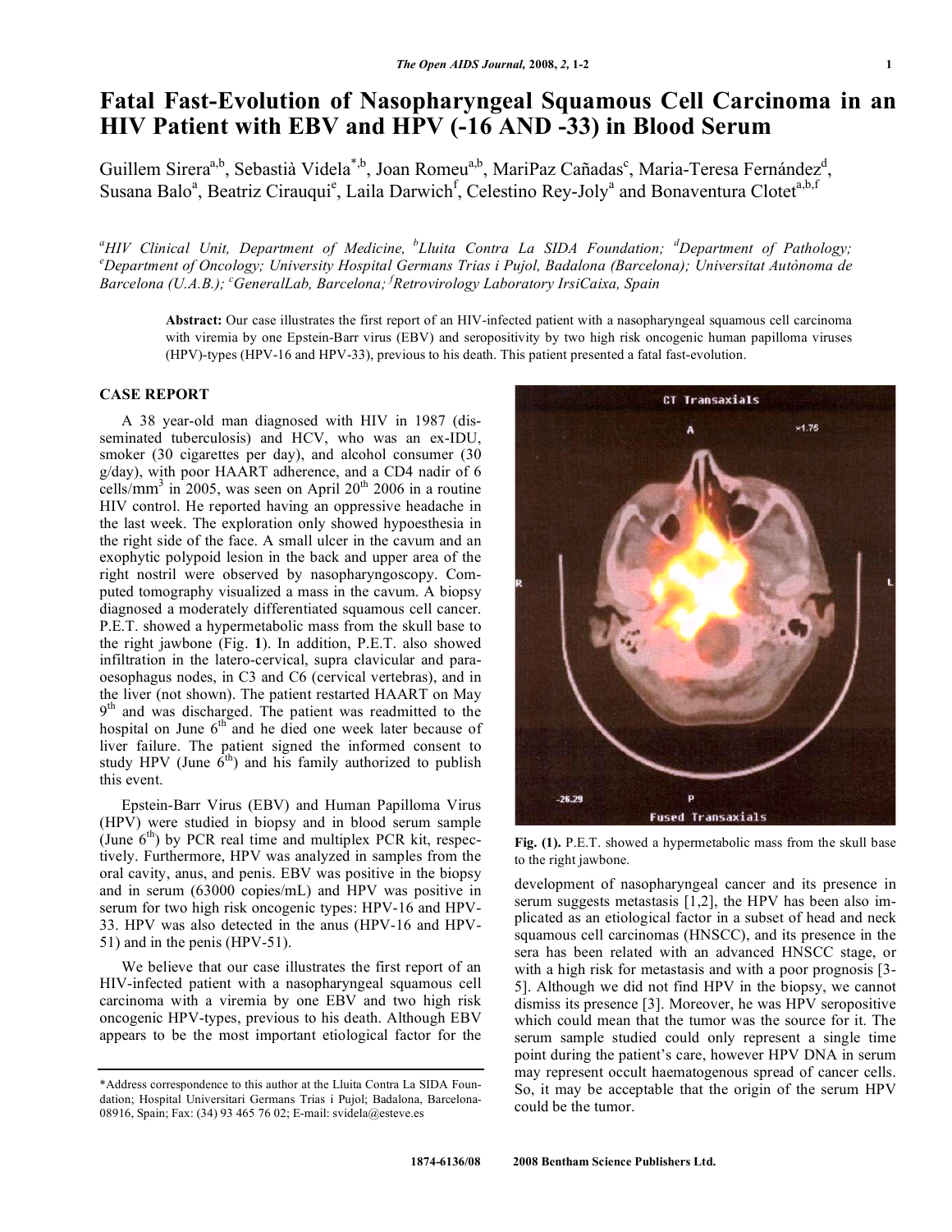# Fatal Fast-Evolution of Nasopharyngeal Squamous Cell Carcinoma in an HIV Patient with EBV and HPV (-16 AND -33) in Blood Serum

Guillem Sirera[a,b], Sebastià Videla[*,b], Joan Romeu[a,b], MariPaz Cañadas[c], Maria-Teresa Fernández[d], Susana Balo[a], Beatriz Cirauqui[e], Laila Darwich[f], Celestino Rey-Joly[a] and Bonaventura Clotet[a,b,f]

*[a]HIV Clinical Unit, Department of Medicine, [b]Lluita Contra La SIDA Foundation; [d]Department of Pathology; [e]Department of Oncology; University Hospital Germans Trias i Pujol, Badalona (Barcelona); Universitat Autònoma de Barcelona (U.A.B.); [c]GeneralLab, Barcelona; [f]Retrovirology Laboratory IrsiCaixa, Spain*

**Abstract:** Our case illustrates the first report of an HIV-infected patient with a nasopharyngeal squamous cell carcinoma with viremia by one Epstein-Barr virus (EBV) and seropositivity by two high risk oncogenic human papilloma viruses (HPV)-types (HPV-16 and HPV-33), previous to his death. This patient presented a fatal fast-evolution.

## CASE REPORT

A 38 year-old man diagnosed with HIV in 1987 (disseminated tuberculosis) and HCV, who was an ex-IDU, smoker (30 cigarettes per day), and alcohol consumer (30 g/day), with poor HAART adherence, and a CD4 nadir of 6 cells/$mm^3$ in 2005, was seen on April 20th 2006 in a routine HIV control. He reported having an oppressive headache in the last week. The exploration only showed hypoesthesia in the right side of the face. A small ulcer in the cavum and an exophytic polypoid lesion in the back and upper area of the right nostril were observed by nasopharyngoscopy. Computed tomography visualized a mass in the cavum. A biopsy diagnosed a moderately differentiated squamous cell cancer. P.E.T. showed a hypermetabolic mass from the skull base to the right jawbone (Fig. **1**). In addition, P.E.T. also showed infiltration in the latero-cervical, supra clavicular and para-oesophagus nodes, in C3 and C6 (cervical vertebras), and in the liver (not shown). The patient restarted HAART on May 9th and was discharged. The patient was readmitted to the hospital on June 6th and he died one week later because of liver failure. The patient signed the informed consent to study HPV (June 6th) and his family authorized to publish this event.

Epstein-Barr Virus (EBV) and Human Papilloma Virus (HPV) were studied in biopsy and in blood serum sample (June 6th) by PCR real time and multiplex PCR kit, respectively. Furthermore, HPV was analyzed in samples from the oral cavity, anus, and penis. EBV was positive in the biopsy and in serum (63000 copies/mL) and HPV was positive in serum for two high risk oncogenic types: HPV-16 and HPV-33. HPV was also detected in the anus (HPV-16 and HPV-51) and in the penis (HPV-51).

We believe that our case illustrates the first report of an HIV-infected patient with a nasopharyngeal squamous cell carcinoma with a viremia by one EBV and two high risk oncogenic HPV-types, previous to his death. Although EBV appears to be the most important etiological factor for the development of nasopharyngeal cancer and its presence in serum suggests metastasis [1,2], the HPV has been also implicated as an etiological factor in a subset of head and neck squamous cell carcinomas (HNSCC), and its presence in the sera has been related with an advanced HNSCC stage, or with a high risk for metastasis and with a poor prognosis [3-5]. Although we did not find HPV in the biopsy, we cannot dismiss its presence [3]. Moreover, he was HPV seropositive which could mean that the tumor was the source for it. The serum sample studied could only represent a single time point during the patient's care, however HPV DNA in serum may represent occult haematogenous spread of cancer cells. So, it may be acceptable that the origin of the serum HPV could be the tumor.

**Fig. (1).** P.E.T. showed a hypermetabolic mass from the skull base to the right jawbone.

*Address correspondence to this author at the Lluita Contra La SIDA Foundation; Hospital Universitari Germans Trias i Pujol; Badalona, Barcelona-08916, Spain; Fax: (34) 93 465 76 02; E-mail: svidela@esteve.es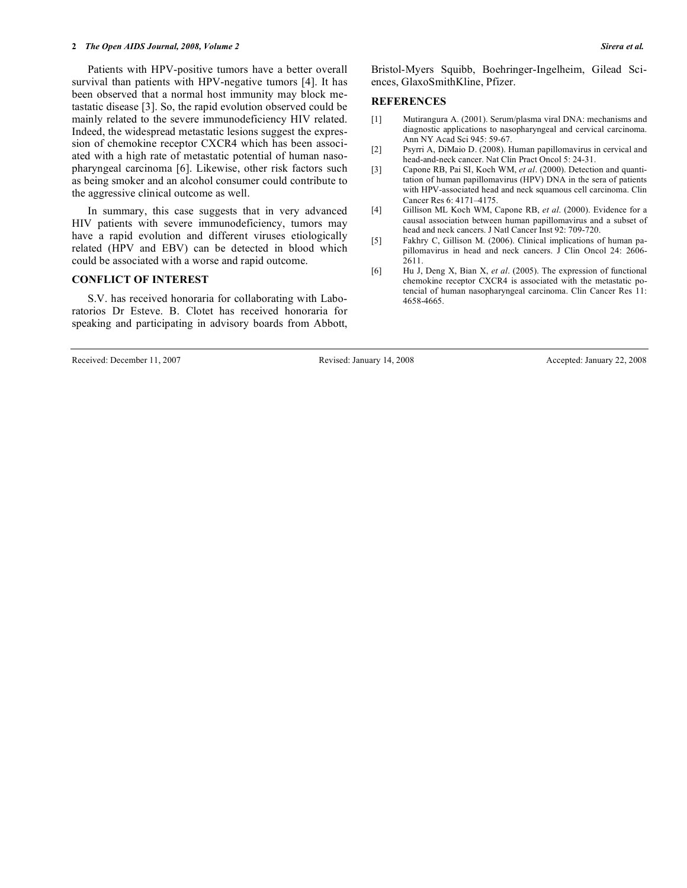Patients with HPV-positive tumors have a better overall survival than patients with HPV-negative tumors [4]. It has been observed that a normal host immunity may block metastatic disease [3]. So, the rapid evolution observed could be mainly related to the severe immunodeficiency HIV related. Indeed, the widespread metastatic lesions suggest the expression of chemokine receptor CXCR4 which has been associated with a high rate of metastatic potential of human nasopharyngeal carcinoma [6]. Likewise, other risk factors such as being smoker and an alcohol consumer could contribute to the aggressive clinical outcome as well.

In summary, this case suggests that in very advanced HIV patients with severe immunodeficiency, tumors may have a rapid evolution and different viruses etiologically related (HPV and EBV) can be detected in blood which could be associated with a worse and rapid outcome.

## CONFLICT OF INTEREST

S.V. has received honoraria for collaborating with Laboratorios Dr Esteve. B. Clotet has received honoraria for speaking and participating in advisory boards from Abbott, Bristol-Myers Squibb, Boehringer-Ingelheim, Gilead Sciences, GlaxoSmithKline, Pfizer.

## REFERENCES

[1] Mutirangura A. (2001). Serum/plasma viral DNA: mechanisms and diagnostic applications to nasopharyngeal and cervical carcinoma. Ann NY Acad Sci 945: 59-67.

[2] Psyrri A, DiMaio D. (2008). Human papillomavirus in cervical and head-and-neck cancer. Nat Clin Pract Oncol 5: 24-31.

[3] Capone RB, Pai SI, Koch WM, *et al*. (2000). Detection and quantitation of human papillomavirus (HPV) DNA in the sera of patients with HPV-associated head and neck squamous cell carcinoma. Clin Cancer Res 6: 4171–4175.

[4] Gillison ML Koch WM, Capone RB, *et al*. (2000). Evidence for a causal association between human papillomavirus and a subset of head and neck cancers. J Natl Cancer Inst 92: 709-720.

[5] Fakhry C, Gillison M. (2006). Clinical implications of human papillomavirus in head and neck cancers. J Clin Oncol 24: 2606-2611.

[6] Hu J, Deng X, Bian X, *et al*. (2005). The expression of functional chemokine receptor CXCR4 is associated with the metastatic potencial of human nasopharyngeal carcinoma. Clin Cancer Res 11: 4658-4665.

Received: December 11, 2007 Revised: January 14, 2008 Accepted: January 22, 2008